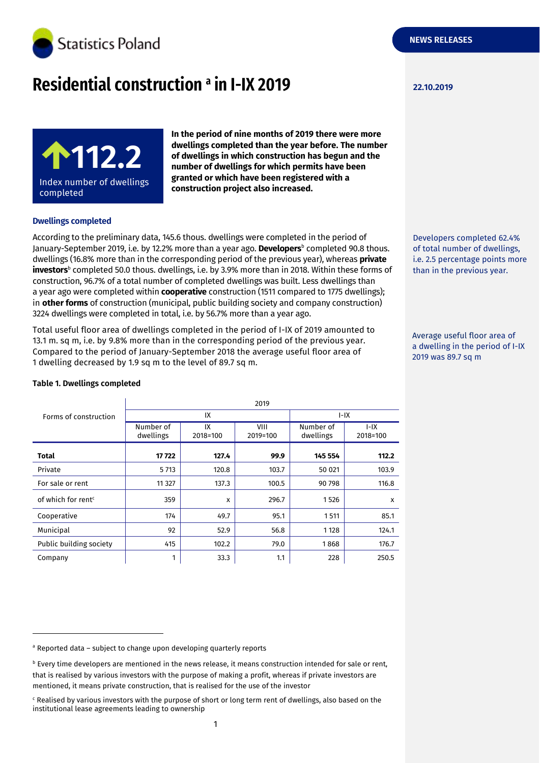Statistics Poland

NEWS RELEASES

22.10.2019

# Residential construction [a] in I-IX 2019

**112.2**
Index number of dwellings completed

**In the period of nine months of 2019 there were more dwellings completed than the year before. The number of dwellings in which construction has begun and the number of dwellings for which permits have been granted or which have been registered with a construction project also increased.**

### Dwellings completed

According to the preliminary data, 145.6 thous. dwellings were completed in the period of January-September 2019, i.e. by 12.2% more than a year ago. **Developers**[b] completed 90.8 thous. dwellings (16.8% more than in the corresponding period of the previous year), whereas **private investors**[b] completed 50.0 thous. dwellings, i.e. by 3.9% more than in 2018. Within these forms of construction, 96.7% of a total number of completed dwellings was built. Less dwellings than a year ago were completed within **cooperative** construction (1511 compared to 1775 dwellings); in **other forms** of construction (municipal, public building society and company construction) 3224 dwellings were completed in total, i.e. by 56.7% more than a year ago.

Developers completed 62.4% of total number of dwellings, i.e. 2.5 percentage points more than in the previous year.

Total useful floor area of dwellings completed in the period of I-IX of 2019 amounted to 13.1 m. sq m, i.e. by 9.8% more than in the corresponding period of the previous year. Compared to the period of January-September 2018 the average useful floor area of 1 dwelling decreased by 1.9 sq m to the level of 89.7 sq m.

Average useful floor area of a dwelling in the period of I-IX 2019 was 89.7 sq m

**Table 1. Dwellings completed**

| Forms of construction | 2019 | | | | |
|---|---|---|---|---|---|
| | IX | | | I-IX | |
| | Number of dwellings | IX 2018=100 | VIII 2019=100 | Number of dwellings | I-IX 2018=100 |
| **Total** | **17 722** | **127.4** | **99.9** | **145 554** | **112.2** |
| Private | 5 713 | 120.8 | 103.7 | 50 021 | 103.9 |
| For sale or rent | 11 327 | 137.3 | 100.5 | 90 798 | 116.8 |
| of which for rent[c] | 359 | x | 296.7 | 1 526 | x |
| Cooperative | 174 | 49.7 | 95.1 | 1 511 | 85.1 |
| Municipal | 92 | 52.9 | 56.8 | 1 128 | 124.1 |
| Public building society | 415 | 102.2 | 79.0 | 1 868 | 176.7 |
| Company | 1 | 33.3 | 1.1 | 228 | 250.5 |

[a] Reported data – subject to change upon developing quarterly reports

[b] Every time developers are mentioned in the news release, it means construction intended for sale or rent, that is realised by various investors with the purpose of making a profit, whereas if private investors are mentioned, it means private construction, that is realised for the use of the investor

[c] Realised by various investors with the purpose of short or long term rent of dwellings, also based on the institutional lease agreements leading to ownership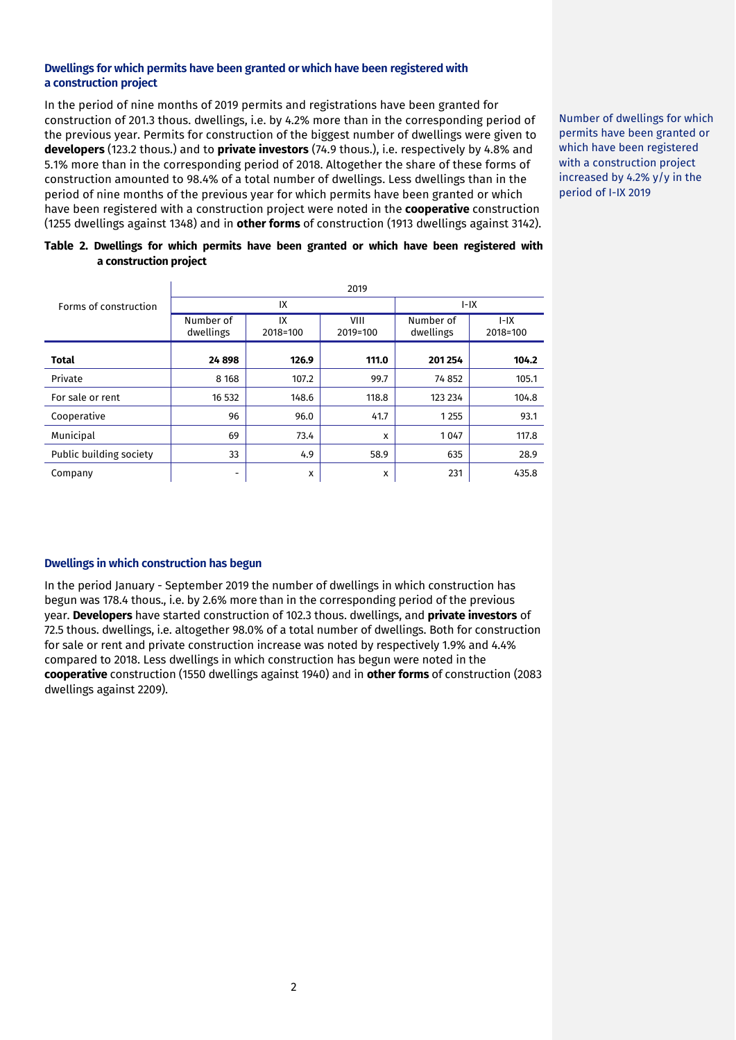## Dwellings for which permits have been granted or which have been registered with a construction project

In the period of nine months of 2019 permits and registrations have been granted for construction of 201.3 thous. dwellings, i.e. by 4.2% more than in the corresponding period of the previous year. Permits for construction of the biggest number of dwellings were given to **developers** (123.2 thous.) and to **private investors** (74.9 thous.), i.e. respectively by 4.8% and 5.1% more than in the corresponding period of 2018. Altogether the share of these forms of construction amounted to 98.4% of a total number of dwellings. Less dwellings than in the period of nine months of the previous year for which permits have been granted or which have been registered with a construction project were noted in the **cooperative** construction (1255 dwellings against 1348) and in **other forms** of construction (1913 dwellings against 3142).

Number of dwellings for which permits have been granted or which have been registered with a construction project increased by 4.2% y/y in the period of I-IX 2019

**Table 2. Dwellings for which permits have been granted or which have been registered with a construction project**

| Forms of construction | 2019 | | | | |
|---|---|---|---|---|---|
| | IX | | | I-IX | |
| | Number of dwellings | IX 2018=100 | VIII 2019=100 | Number of dwellings | I-IX 2018=100 |
| **Total** | **24 898** | **126.9** | **111.0** | **201 254** | **104.2** |
| Private | 8 168 | 107.2 | 99.7 | 74 852 | 105.1 |
| For sale or rent | 16 532 | 148.6 | 118.8 | 123 234 | 104.8 |
| Cooperative | 96 | 96.0 | 41.7 | 1 255 | 93.1 |
| Municipal | 69 | 73.4 | x | 1 047 | 117.8 |
| Public building society | 33 | 4.9 | 58.9 | 635 | 28.9 |
| Company | - | x | x | 231 | 435.8 |

## Dwellings in which construction has begun

In the period January - September 2019 the number of dwellings in which construction has begun was 178.4 thous., i.e. by 2.6% more than in the corresponding period of the previous year. **Developers** have started construction of 102.3 thous. dwellings, and **private investors** of 72.5 thous. dwellings, i.e. altogether 98.0% of a total number of dwellings. Both for construction for sale or rent and private construction increase was noted by respectively 1.9% and 4.4% compared to 2018. Less dwellings in which construction has begun were noted in the **cooperative** construction (1550 dwellings against 1940) and in **other forms** of construction (2083 dwellings against 2209).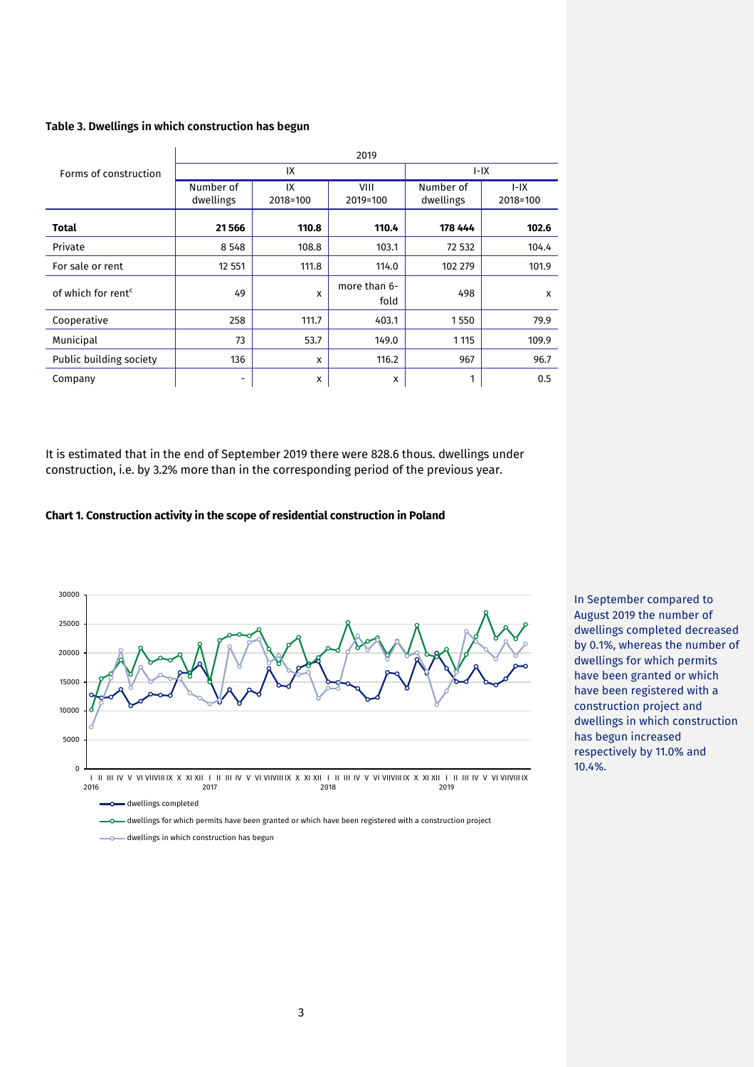**Table 3. Dwellings in which construction has begun**

| Forms of construction | 2019 | | | | |
|---|---|---|---|---|---|
| | IX | | | I-IX | |
| | Number of dwellings | IX 2018=100 | VIII 2019=100 | Number of dwellings | I-IX 2018=100 |
| **Total** | **21 566** | **110.8** | **110.4** | **178 444** | **102.6** |
| Private | 8 548 | 108.8 | 103.1 | 72 532 | 104.4 |
| For sale or rent | 12 551 | 111.8 | 114.0 | 102 279 | 101.9 |
| of which for rent[c] | 49 | x | more than 6-fold | 498 | x |
| Cooperative | 258 | 111.7 | 403.1 | 1 550 | 79.9 |
| Municipal | 73 | 53.7 | 149.0 | 1 115 | 109.9 |
| Public building society | 136 | x | 116.2 | 967 | 96.7 |
| Company | - | x | x | 1 | 0.5 |

It is estimated that in the end of September 2019 there were 828.6 thous. dwellings under construction, i.e. by 3.2% more than in the corresponding period of the previous year.

**Chart 1. Construction activity in the scope of residential construction in Poland**

- dwellings completed
- dwellings for which permits have been granted or which have been registered with a construction project
- dwellings in which construction has begun

In September compared to August 2019 the number of dwellings completed decreased by 0.1%, whereas the number of dwellings for which permits have been granted or which have been registered with a construction project and dwellings in which construction has begun increased respectively by 11.0% and 10.4%.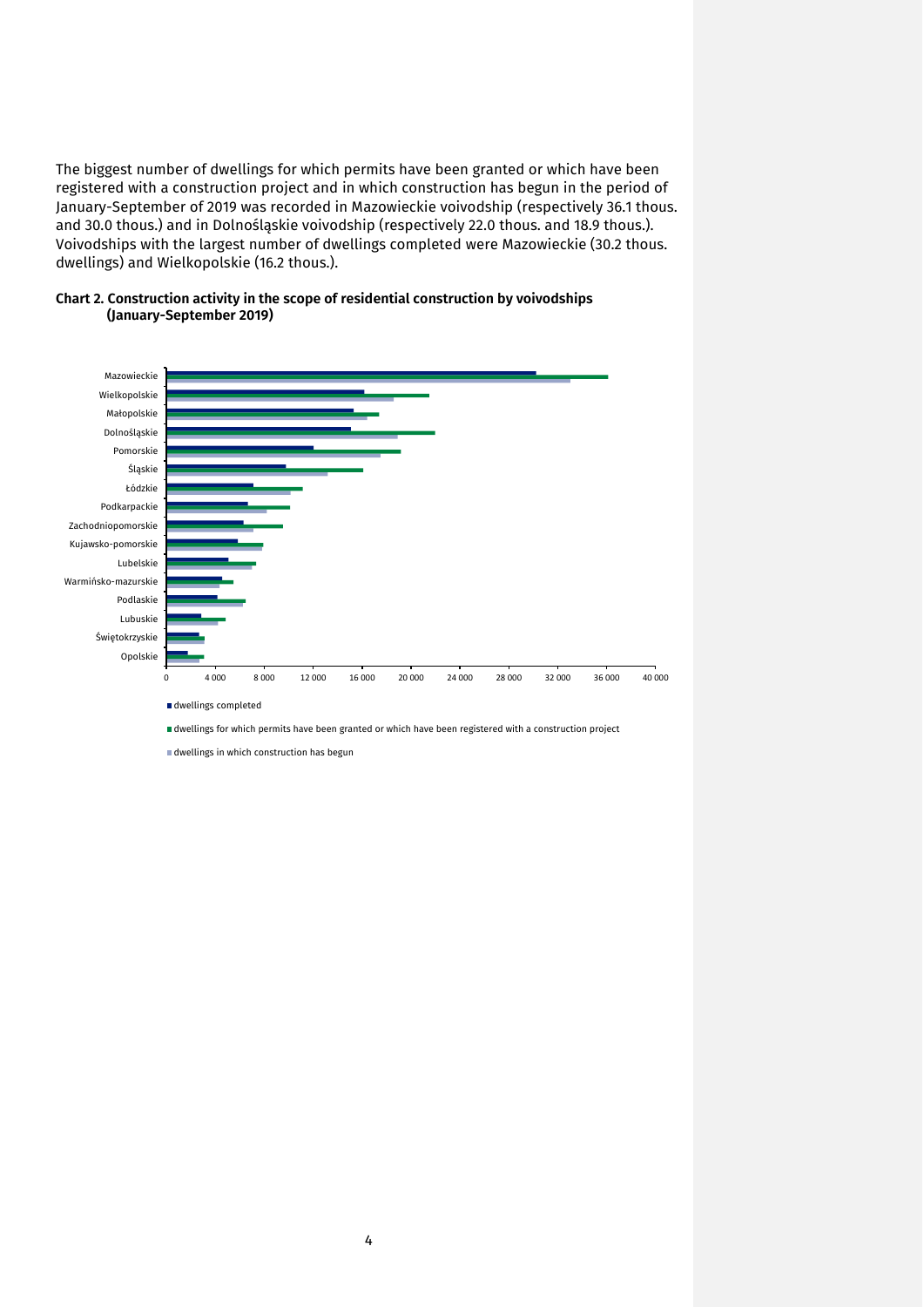The biggest number of dwellings for which permits have been granted or which have been registered with a construction project and in which construction has begun in the period of January-September of 2019 was recorded in Mazowieckie voivodship (respectively 36.1 thous. and 30.0 thous.) and in Dolnośląskie voivodship (respectively 22.0 thous. and 18.9 thous.). Voivodships with the largest number of dwellings completed were Mazowieckie (30.2 thous. dwellings) and Wielkopolskie (16.2 thous.).

**Chart 2. Construction activity in the scope of residential construction by voivodships (January-September 2019)**

Mazowieckie
Wielkopolskie
Małopolskie
Dolnośląskie
Pomorskie
Śląskie
Łódzkie
Podkarpackie
Zachodniopomorskie
Kujawsko-pomorskie
Lubelskie
Warmińsko-mazurskie
Podlaskie
Lubuskie
Świętokrzyskie
Opolskie

0 4 000 8 000 12 000 16 000 20 000 24 000 28 000 32 000 36 000 40 000

- dwellings completed
- dwellings for which permits have been granted or which have been registered with a construction project
- dwellings in which construction has begun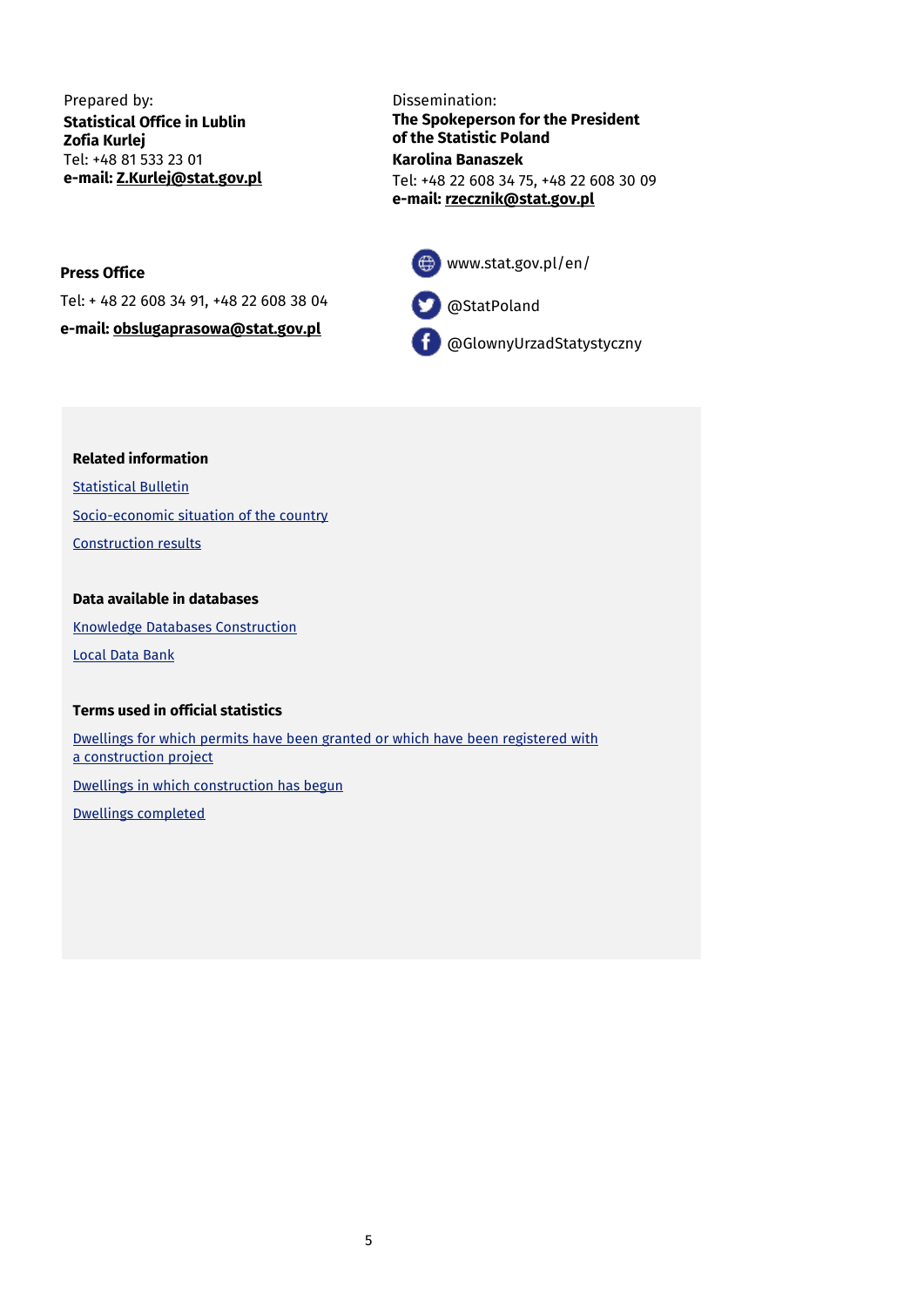Prepared by:
**Statistical Office in Lublin**
**Zofia Kurlej**
Tel: +48 81 533 23 01
**e-mail: Z.Kurlej@stat.gov.pl**

Dissemination:
**The Spokeperson for the President of the Statistic Poland**
**Karolina Banaszek**
Tel: +48 22 608 34 75, +48 22 608 30 09
**e-mail: rzecznik@stat.gov.pl**

**Press Office**

Tel: + 48 22 608 34 91, +48 22 608 38 04

**e-mail: obslugaprasowa@stat.gov.pl**

www.stat.gov.pl/en/

@StatPoland

@GlownyUrzadStatystyczny

**Related information**

Statistical Bulletin

Socio-economic situation of the country

Construction results

**Data available in databases**

Knowledge Databases Construction

Local Data Bank

**Terms used in official statistics**

Dwellings for which permits have been granted or which have been registered with a construction project

Dwellings in which construction has begun

Dwellings completed